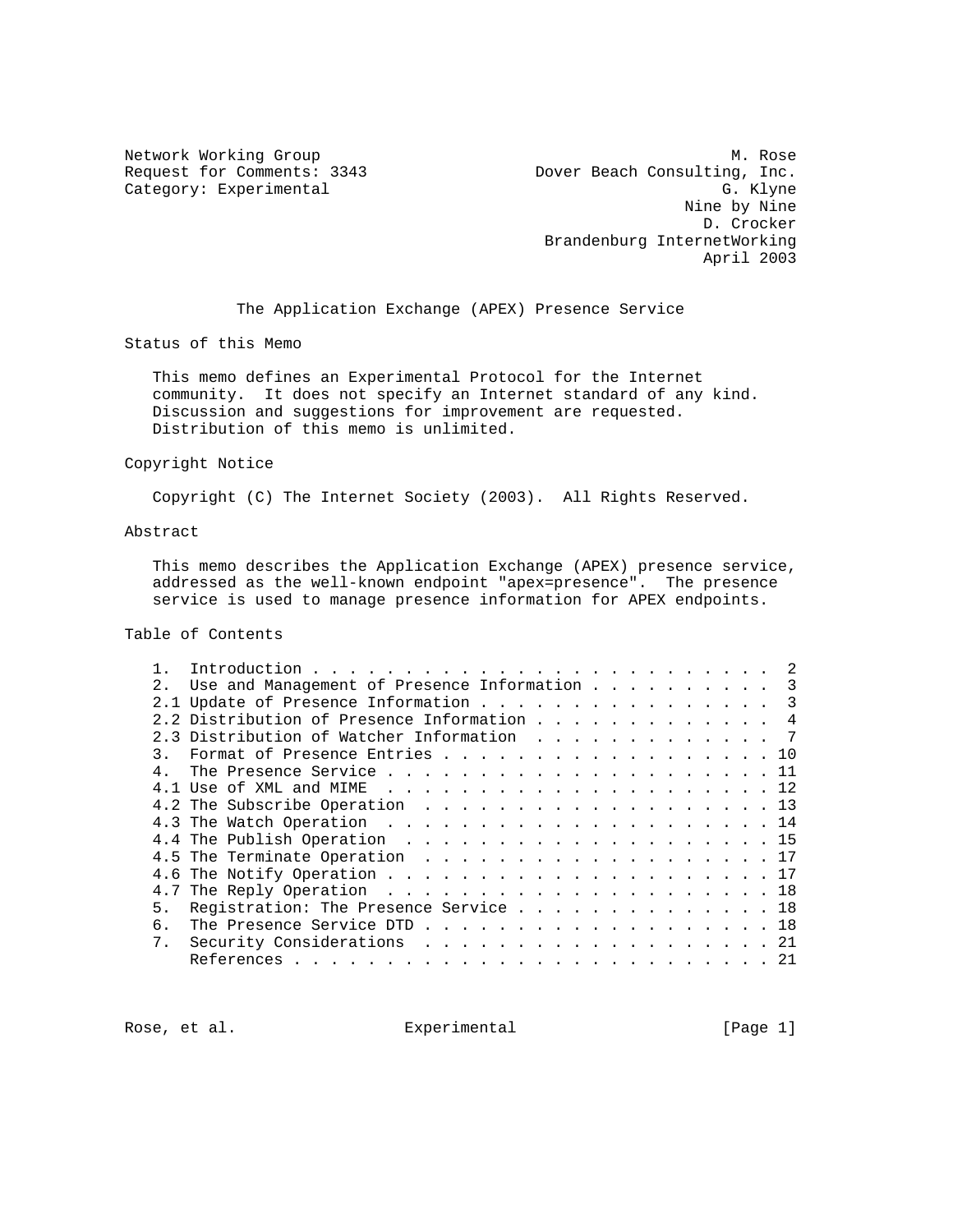Network Working Group M. Rose
Request for Comments: 3343 Dover Beach Consulting, Inc.
Category: Experimental G. Klyne
Nine by Nine
D. Crocker
Brandenburg InternetWorking
April 2003

# The Application Exchange (APEX) Presence Service

## Status of this Memo

This memo defines an Experimental Protocol for the Internet community. It does not specify an Internet standard of any kind. Discussion and suggestions for improvement are requested. Distribution of this memo is unlimited.

## Copyright Notice

Copyright (C) The Internet Society (2003). All Rights Reserved.

## Abstract

This memo describes the Application Exchange (APEX) presence service, addressed as the well-known endpoint "apex=presence". The presence service is used to manage presence information for APEX endpoints.

## Table of Contents

```
1.  Introduction . . . . . . . . . . . . . . . . . . . . . . . .  2
2.  Use and Management of Presence Information . . . . . . . . .  3
2.1 Update of Presence Information . . . . . . . . . . . . . . .  3
2.2 Distribution of Presence Information . . . . . . . . . . . .  4
2.3 Distribution of Watcher Information  . . . . . . . . . . . .  7
3.  Format of Presence Entries . . . . . . . . . . . . . . . . . 10
4.  The Presence Service . . . . . . . . . . . . . . . . . . . . 11
4.1 Use of XML and MIME  . . . . . . . . . . . . . . . . . . . . 12
4.2 The Subscribe Operation  . . . . . . . . . . . . . . . . . . 13
4.3 The Watch Operation  . . . . . . . . . . . . . . . . . . . . 14
4.4 The Publish Operation  . . . . . . . . . . . . . . . . . . . 15
4.5 The Terminate Operation  . . . . . . . . . . . . . . . . . . 17
4.6 The Notify Operation . . . . . . . . . . . . . . . . . . . . 17
4.7 The Reply Operation  . . . . . . . . . . . . . . . . . . . . 18
5.  Registration: The Presence Service . . . . . . . . . . . . . 18
6.  The Presence Service DTD . . . . . . . . . . . . . . . . . . 18
7.  Security Considerations  . . . . . . . . . . . . . . . . . . 21
    References . . . . . . . . . . . . . . . . . . . . . . . . . 21
```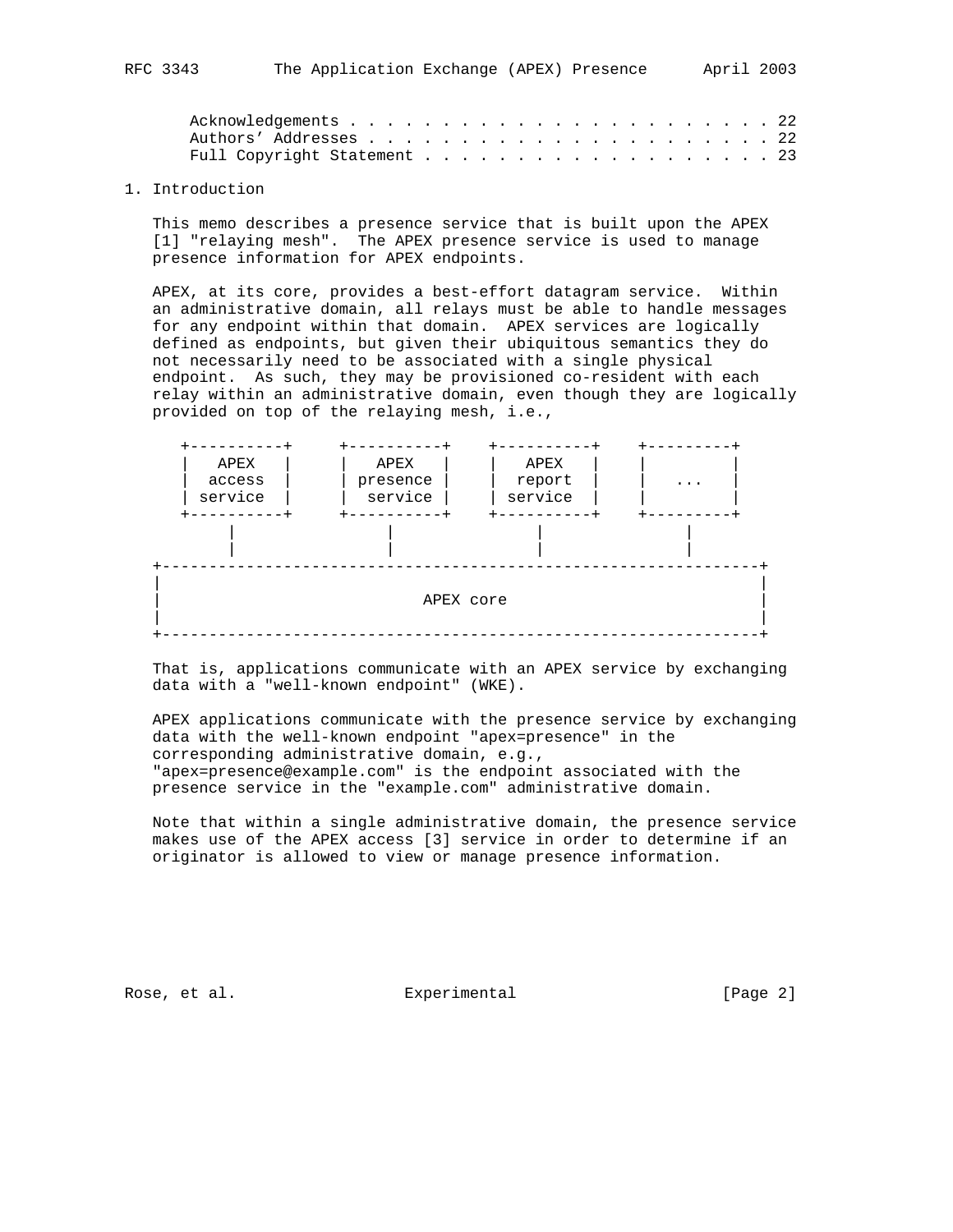Acknowledgements . . . . . . . . . . . . . . . . . . . . . . . . 22
Authors' Addresses . . . . . . . . . . . . . . . . . . . . . . . 22
Full Copyright Statement . . . . . . . . . . . . . . . . . . . . 23

## 1. Introduction

This memo describes a presence service that is built upon the APEX [1] "relaying mesh". The APEX presence service is used to manage presence information for APEX endpoints.

APEX, at its core, provides a best-effort datagram service. Within an administrative domain, all relays must be able to handle messages for any endpoint within that domain. APEX services are logically defined as endpoints, but given their ubiquitous semantics they do not necessarily need to be associated with a single physical endpoint. As such, they may be provisioned co-resident with each relay within an administrative domain, even though they are logically provided on top of the relaying mesh, i.e.,

```
    +----------+     +----------+    +----------+    +---------+
    |   APEX   |     |   APEX   |    |   APEX   |    |         |
    |  access  |     | presence |    |  report  |    |   ...   |
    | service  |     |  service |    | service  |    |         |
    +----------+     +----------+    +----------+    +---------+
         |                |               |               |
         |                |               |               |
 +----------------------------------------------------------------+
 |                                                                |
 |                           APEX core                            |
 |                                                                |
 +----------------------------------------------------------------+
```

That is, applications communicate with an APEX service by exchanging data with a "well-known endpoint" (WKE).

APEX applications communicate with the presence service by exchanging data with the well-known endpoint "apex=presence" in the corresponding administrative domain, e.g., "apex=presence@example.com" is the endpoint associated with the presence service in the "example.com" administrative domain.

Note that within a single administrative domain, the presence service makes use of the APEX access [3] service in order to determine if an originator is allowed to view or manage presence information.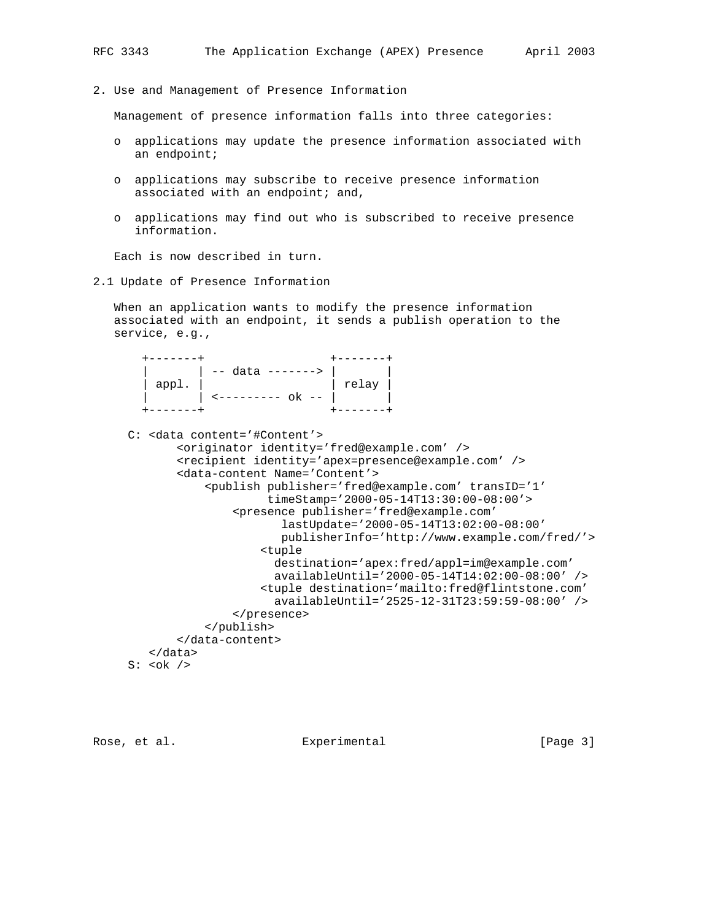## 2. Use and Management of Presence Information

Management of presence information falls into three categories:

- applications may update the presence information associated with an endpoint;
- applications may subscribe to receive presence information associated with an endpoint; and,
- applications may find out who is subscribed to receive presence information.

Each is now described in turn.

### 2.1 Update of Presence Information

When an application wants to modify the presence information associated with an endpoint, it sends a publish operation to the service, e.g.,

```
    +-------+                  +-------+
    |       | -- data -------> |       |
    | appl. |                  | relay |
    |       | <--------- ok -- |       |
    +-------+                  +-------+

  C: <data content='#Content'>
         <originator identity='fred@example.com' />
         <recipient identity='apex=presence@example.com' />
         <data-content Name='Content'>
             <publish publisher='fred@example.com' transID='1'
                      timeStamp='2000-05-14T13:30:00-08:00'>
                 <presence publisher='fred@example.com'
                        lastUpdate='2000-05-14T13:02:00-08:00'
                        publisherInfo='http://www.example.com/fred/'>
                     <tuple
                       destination='apex:fred/appl=im@example.com'
                       availableUntil='2000-05-14T14:02:00-08:00' />
                     <tuple destination='mailto:fred@flintstone.com'
                       availableUntil='2525-12-31T23:59:59-08:00' />
                 </presence>
             </publish>
         </data-content>
     </data>
  S: <ok />
```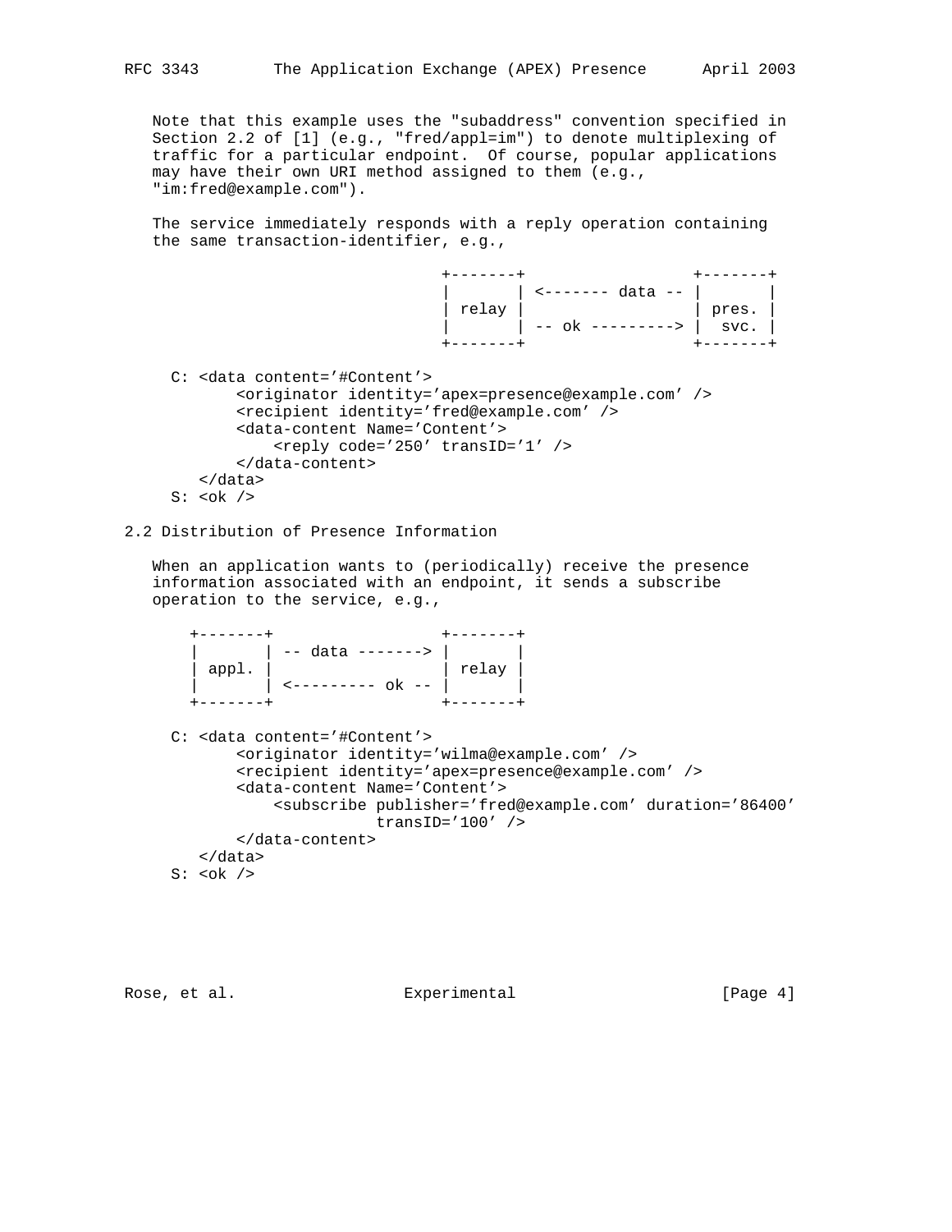Note that this example uses the "subaddress" convention specified in Section 2.2 of [1] (e.g., "fred/appl=im") to denote multiplexing of traffic for a particular endpoint. Of course, popular applications may have their own URI method assigned to them (e.g., "im:fred@example.com").

The service immediately responds with a reply operation containing the same transaction-identifier, e.g.,

```
                              +-------+                  +-------+
                              |       | <------- data -- |       |
                              | relay |                  | pres. |
                              |       | -- ok ---------> |  svc. |
                              +-------+                  +-------+

   C: <data content='#Content'>
          <originator identity='apex=presence@example.com' />
          <recipient identity='fred@example.com' />
          <data-content Name='Content'>
              <reply code='250' transID='1' />
          </data-content>
      </data>
   S: <ok />
```

## 2.2 Distribution of Presence Information

When an application wants to (periodically) receive the presence information associated with an endpoint, it sends a subscribe operation to the service, e.g.,

```
    +-------+                  +-------+
    |       | -- data -------> |       |
    | appl. |                  | relay |
    |       | <--------- ok -- |       |
    +-------+                  +-------+

   C: <data content='#Content'>
          <originator identity='wilma@example.com' />
          <recipient identity='apex=presence@example.com' />
          <data-content Name='Content'>
              <subscribe publisher='fred@example.com' duration='86400'
                         transID='100' />
          </data-content>
      </data>
   S: <ok />
```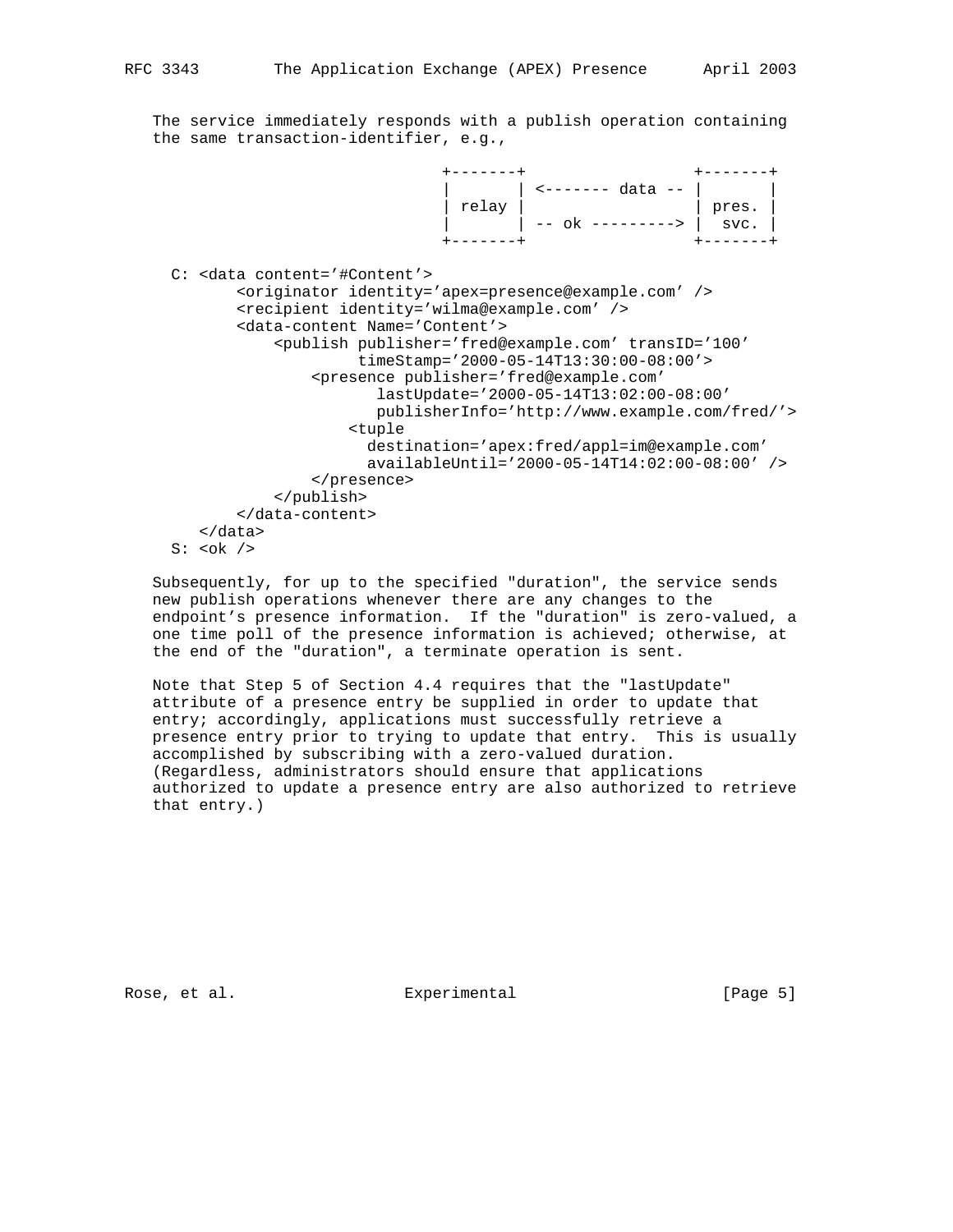The service immediately responds with a publish operation containing the same transaction-identifier, e.g.,

```
                             +-------+                 +-------+
                             |       | <------- data -- |       |
                             | relay |                  | pres. |
                             |       | -- ok ---------> |  svc. |
                             +-------+                 +-------+

  C: <data content='#Content'>
         <originator identity='apex=presence@example.com' />
         <recipient identity='wilma@example.com' />
         <data-content Name='Content'>
             <publish publisher='fred@example.com' transID='100'
                      timeStamp='2000-05-14T13:30:00-08:00'>
                 <presence publisher='fred@example.com'
                           lastUpdate='2000-05-14T13:02:00-08:00'
                           publisherInfo='http://www.example.com/fred/'>
                     <tuple
                       destination='apex:fred/appl=im@example.com'
                       availableUntil='2000-05-14T14:02:00-08:00' />
                 </presence>
             </publish>
         </data-content>
     </data>
  S: <ok />
```

Subsequently, for up to the specified "duration", the service sends new publish operations whenever there are any changes to the endpoint's presence information. If the "duration" is zero-valued, a one time poll of the presence information is achieved; otherwise, at the end of the "duration", a terminate operation is sent.

Note that Step 5 of Section 4.4 requires that the "lastUpdate" attribute of a presence entry be supplied in order to update that entry; accordingly, applications must successfully retrieve a presence entry prior to trying to update that entry. This is usually accomplished by subscribing with a zero-valued duration. (Regardless, administrators should ensure that applications authorized to update a presence entry are also authorized to retrieve that entry.)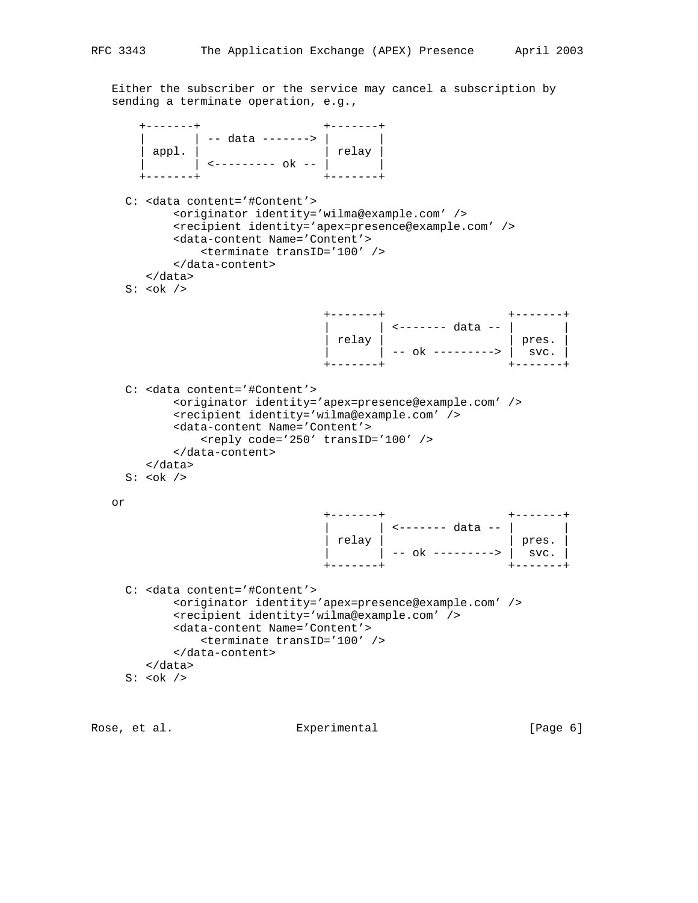Either the subscriber or the service may cancel a subscription by sending a terminate operation, e.g.,

```
    +-------+                  +-------+
    |       | -- data -------> |       |
    | appl. |                  | relay |
    |       | <--------- ok -- |       |
    +-------+                  +-------+

  C: <data content='#Content'>
         <originator identity='wilma@example.com' />
         <recipient identity='apex=presence@example.com' />
         <data-content Name='Content'>
             <terminate transID='100' />
         </data-content>
     </data>
  S: <ok />

                               +-------+                  +-------+
                               |       | <------- data -- |       |
                               | relay |                  | pres. |
                               |       | -- ok ---------> |  svc. |
                               +-------+                  +-------+

  C: <data content='#Content'>
         <originator identity='apex=presence@example.com' />
         <recipient identity='wilma@example.com' />
         <data-content Name='Content'>
             <reply code='250' transID='100' />
         </data-content>
     </data>
  S: <ok />
```

or

```
                               +-------+                  +-------+
                               |       | <------- data -- |       |
                               | relay |                  | pres. |
                               |       | -- ok ---------> |  svc. |
                               +-------+                  +-------+

  C: <data content='#Content'>
         <originator identity='apex=presence@example.com' />
         <recipient identity='wilma@example.com' />
         <data-content Name='Content'>
             <terminate transID='100' />
         </data-content>
     </data>
  S: <ok />
```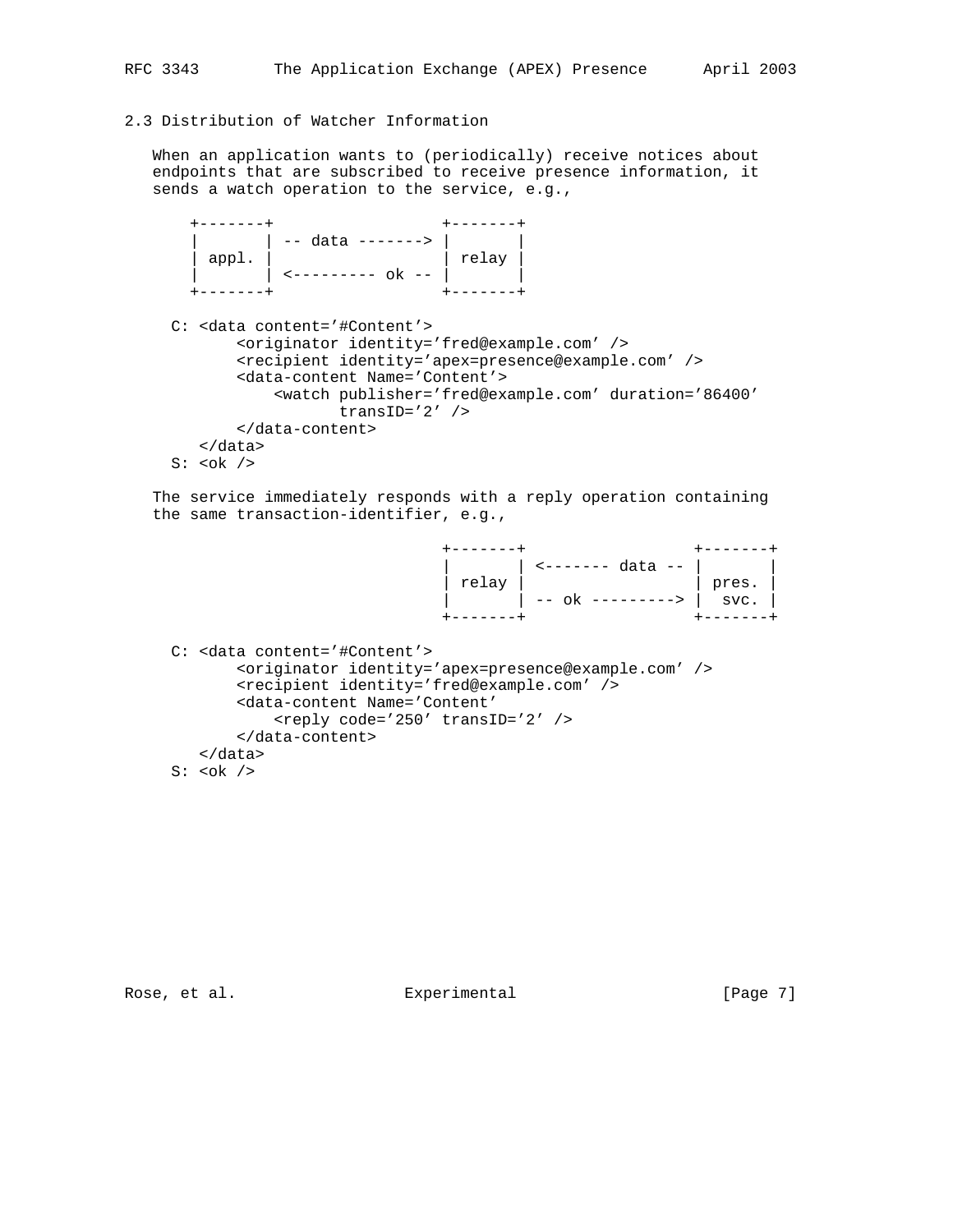### 2.3 Distribution of Watcher Information

When an application wants to (periodically) receive notices about endpoints that are subscribed to receive presence information, it sends a watch operation to the service, e.g.,

```
    +-------+                  +-------+
    |       | -- data -------> |       |
    | appl. |                  | relay |
    |       | <--------- ok -- |       |
    +-------+                  +-------+

  C: <data content='#Content'>
         <originator identity='fred@example.com' />
         <recipient identity='apex=presence@example.com' />
         <data-content Name='Content'>
             <watch publisher='fred@example.com' duration='86400'
                    transID='2' />
         </data-content>
     </data>
  S: <ok />
```

The service immediately responds with a reply operation containing the same transaction-identifier, e.g.,

```
                               +-------+                 +-------+
                               |       | <------- data -- |       |
                               | relay |                  | pres. |
                               |       | -- ok ---------> |  svc. |
                               +-------+                  +-------+

  C: <data content='#Content'>
         <originator identity='apex=presence@example.com' />
         <recipient identity='fred@example.com' />
         <data-content Name='Content'
             <reply code='250' transID='2' />
         </data-content>
     </data>
  S: <ok />
```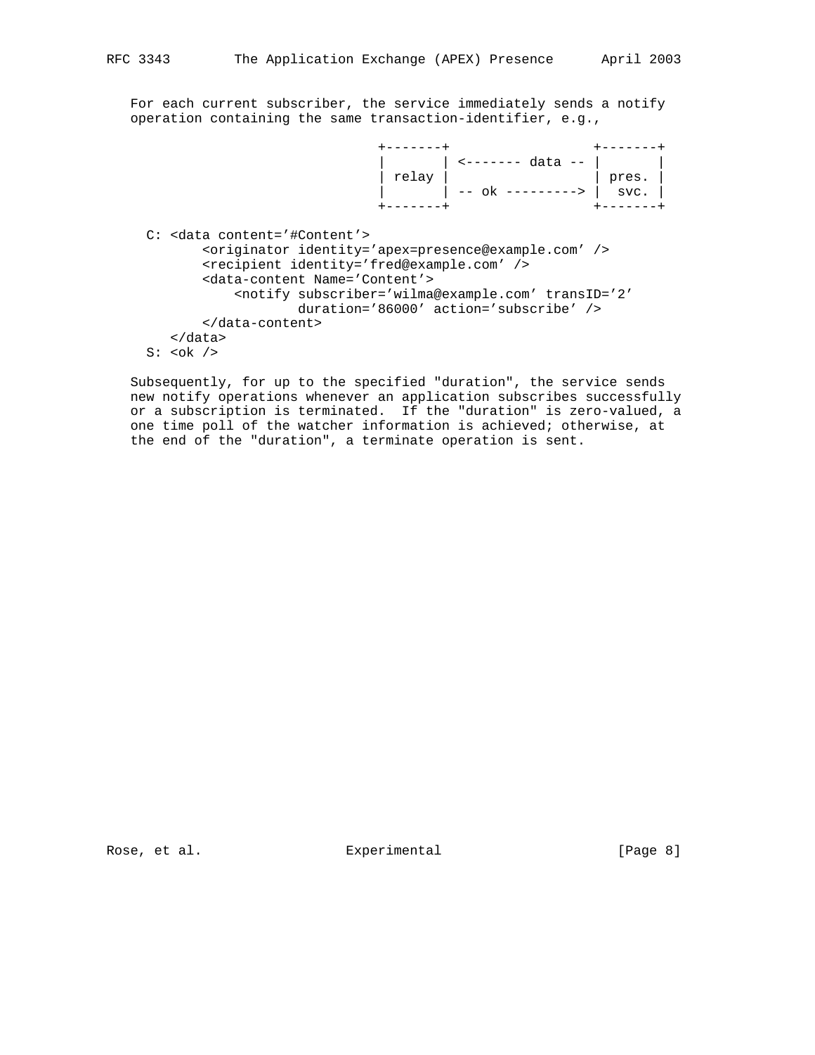For each current subscriber, the service immediately sends a notify operation containing the same transaction-identifier, e.g.,

```
                              +-------+                 +-------+
                              |       | <------- data -- |       |
                              | relay |                 | pres. |
                              |       | -- ok ---------> |  svc. |
                              +-------+                 +-------+

  C: <data content='#Content'>
         <originator identity='apex=presence@example.com' />
         <recipient identity='fred@example.com' />
         <data-content Name='Content'>
             <notify subscriber='wilma@example.com' transID='2'
                     duration='86000' action='subscribe' />
         </data-content>
     </data>
  S: <ok />
```

Subsequently, for up to the specified "duration", the service sends new notify operations whenever an application subscribes successfully or a subscription is terminated. If the "duration" is zero-valued, a one time poll of the watcher information is achieved; otherwise, at the end of the "duration", a terminate operation is sent.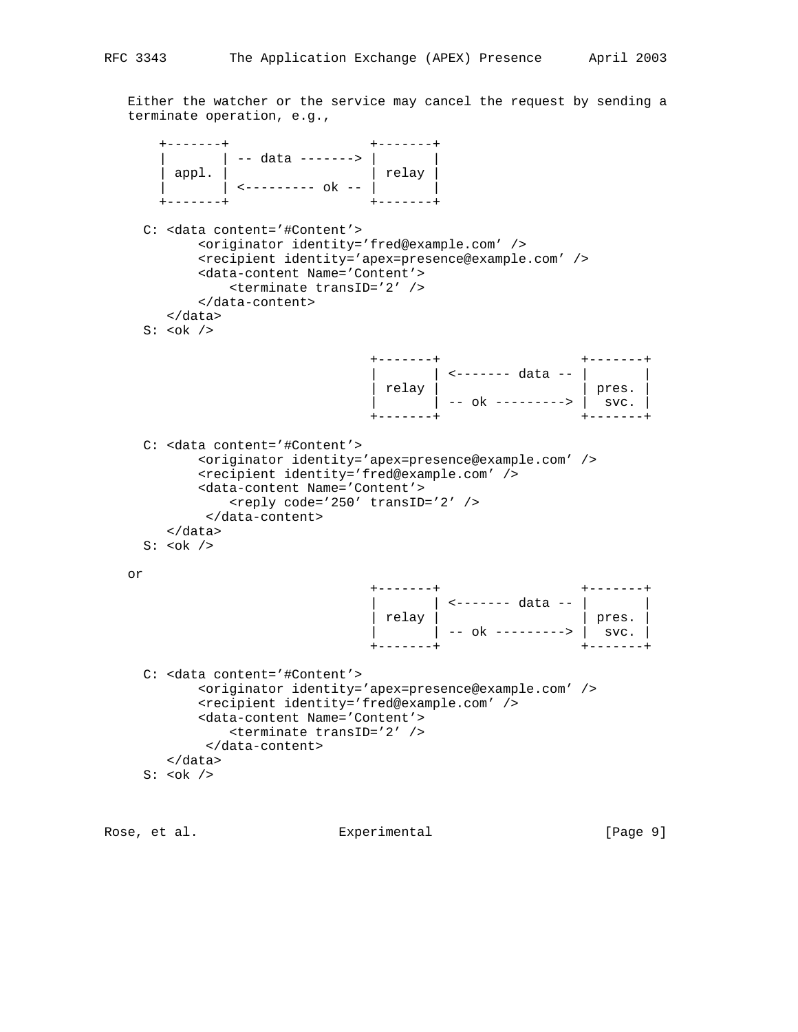Either the watcher or the service may cancel the request by sending a terminate operation, e.g.,

```
    +-------+                  +-------+
    |       | -- data -------> |       |
    | appl. |                  | relay |
    |       | <--------- ok -- |       |
    +-------+                  +-------+

  C: <data content='#Content'>
         <originator identity='fred@example.com' />
         <recipient identity='apex=presence@example.com' />
         <data-content Name='Content'>
             <terminate transID='2' />
         </data-content>
     </data>
  S: <ok />

                               +-------+                  +-------+
                               |       | <------- data -- |       |
                               | relay |                  | pres. |
                               |       | -- ok ---------> |  svc. |
                               +-------+                  +-------+

  C: <data content='#Content'>
         <originator identity='apex=presence@example.com' />
         <recipient identity='fred@example.com' />
         <data-content Name='Content'>
             <reply code='250' transID='2' />
          </data-content>
     </data>
  S: <ok />
```

or

```
                               +-------+                  +-------+
                               |       | <------- data -- |       |
                               | relay |                  | pres. |
                               |       | -- ok ---------> |  svc. |
                               +-------+                  +-------+

  C: <data content='#Content'>
         <originator identity='apex=presence@example.com' />
         <recipient identity='fred@example.com' />
         <data-content Name='Content'>
             <terminate transID='2' />
          </data-content>
     </data>
  S: <ok />
```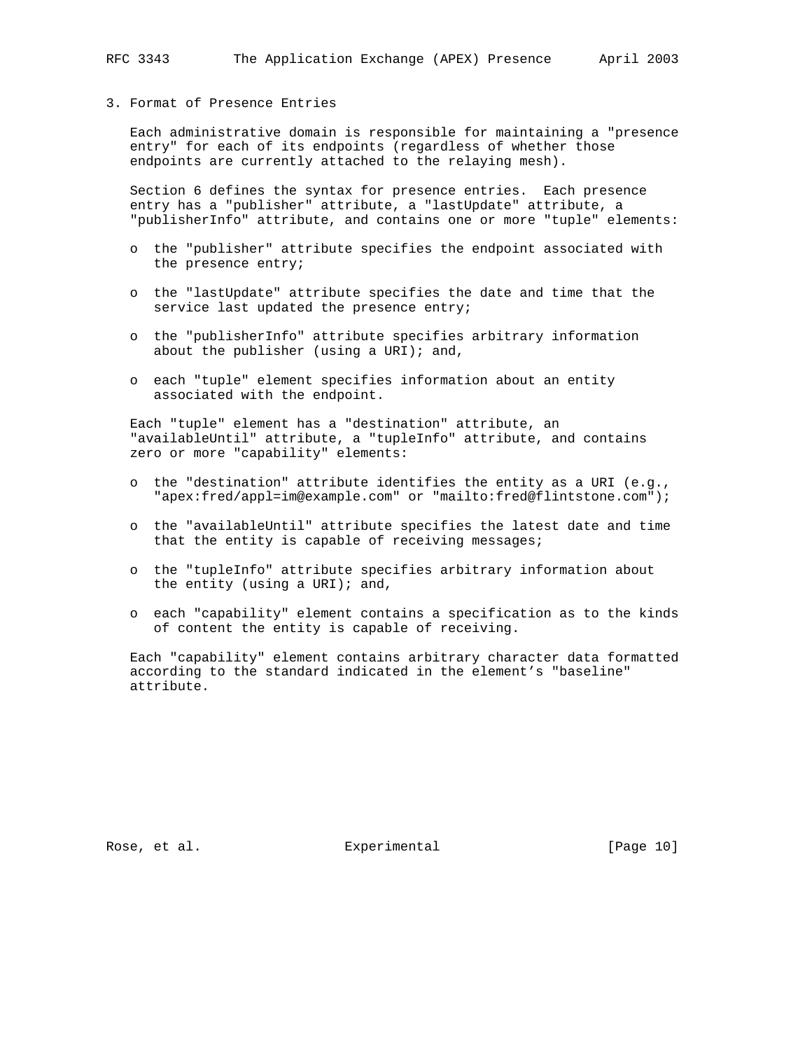## 3. Format of Presence Entries

Each administrative domain is responsible for maintaining a "presence entry" for each of its endpoints (regardless of whether those endpoints are currently attached to the relaying mesh).

Section 6 defines the syntax for presence entries. Each presence entry has a "publisher" attribute, a "lastUpdate" attribute, a "publisherInfo" attribute, and contains one or more "tuple" elements:

- the "publisher" attribute specifies the endpoint associated with the presence entry;
- the "lastUpdate" attribute specifies the date and time that the service last updated the presence entry;
- the "publisherInfo" attribute specifies arbitrary information about the publisher (using a URI); and,
- each "tuple" element specifies information about an entity associated with the endpoint.

Each "tuple" element has a "destination" attribute, an "availableUntil" attribute, a "tupleInfo" attribute, and contains zero or more "capability" elements:

- the "destination" attribute identifies the entity as a URI (e.g., "apex:fred/appl=im@example.com" or "mailto:fred@flintstone.com");
- the "availableUntil" attribute specifies the latest date and time that the entity is capable of receiving messages;
- the "tupleInfo" attribute specifies arbitrary information about the entity (using a URI); and,
- each "capability" element contains a specification as to the kinds of content the entity is capable of receiving.

Each "capability" element contains arbitrary character data formatted according to the standard indicated in the element's "baseline" attribute.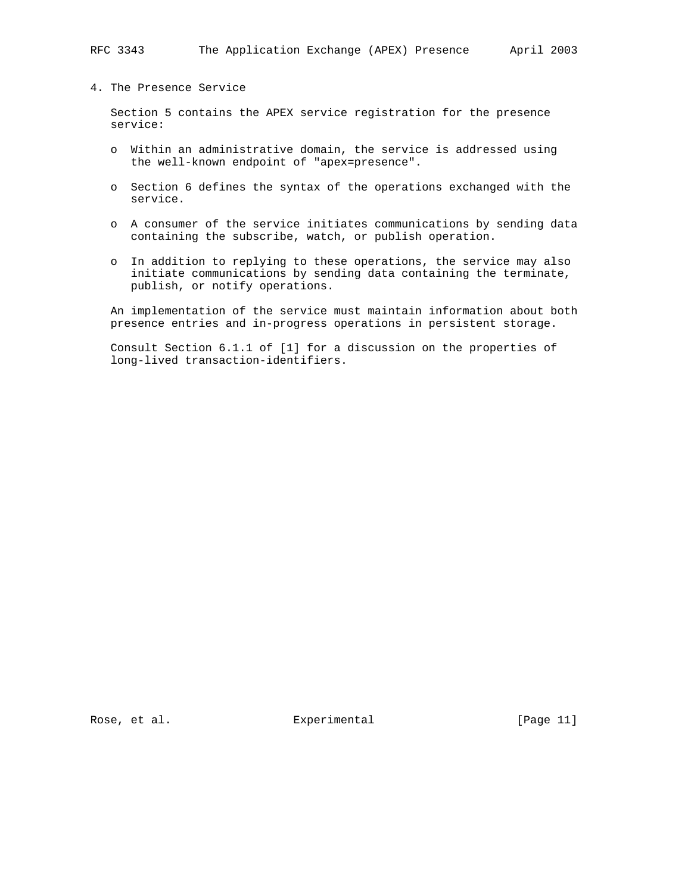## 4. The Presence Service

Section 5 contains the APEX service registration for the presence service:

- Within an administrative domain, the service is addressed using the well-known endpoint of "apex=presence".
- Section 6 defines the syntax of the operations exchanged with the service.
- A consumer of the service initiates communications by sending data containing the subscribe, watch, or publish operation.
- In addition to replying to these operations, the service may also initiate communications by sending data containing the terminate, publish, or notify operations.

An implementation of the service must maintain information about both presence entries and in-progress operations in persistent storage.

Consult Section 6.1.1 of [1] for a discussion on the properties of long-lived transaction-identifiers.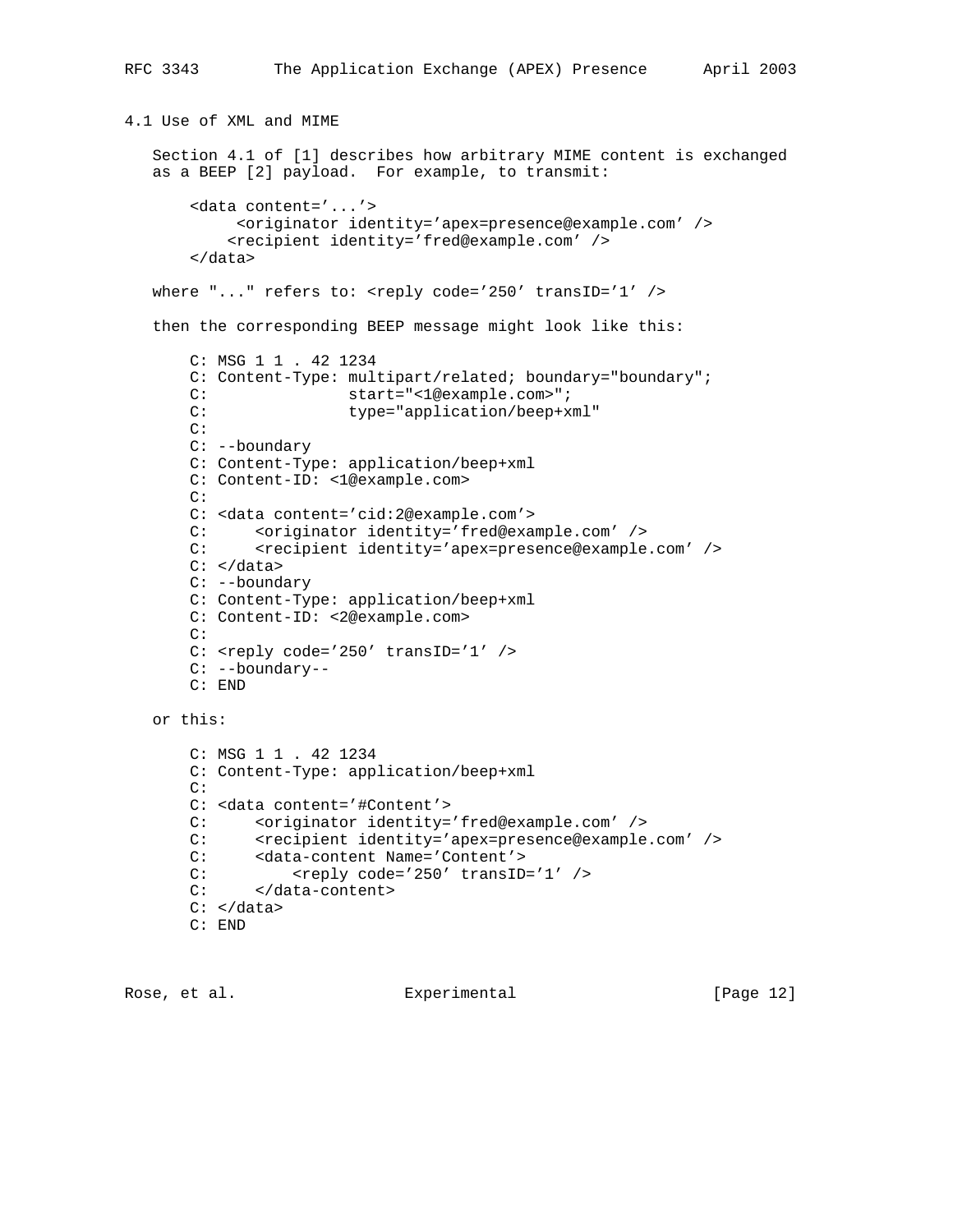## 4.1 Use of XML and MIME

Section 4.1 of [1] describes how arbitrary MIME content is exchanged as a BEEP [2] payload. For example, to transmit:

```
<data content='...'>
     <originator identity='apex=presence@example.com' />
    <recipient identity='fred@example.com' />
</data>
```

where "..." refers to: <reply code='250' transID='1' />

then the corresponding BEEP message might look like this:

```
C: MSG 1 1 . 42 1234
C: Content-Type: multipart/related; boundary="boundary";
C:               start="<1@example.com>";
C:               type="application/beep+xml"
C:
C: --boundary
C: Content-Type: application/beep+xml
C: Content-ID: <1@example.com>
C:
C: <data content='cid:2@example.com'>
C:     <originator identity='fred@example.com' />
C:     <recipient identity='apex=presence@example.com' />
C: </data>
C: --boundary
C: Content-Type: application/beep+xml
C: Content-ID: <2@example.com>
C:
C: <reply code='250' transID='1' />
C: --boundary--
C: END
```

or this:

```
C: MSG 1 1 . 42 1234
C: Content-Type: application/beep+xml
C:
C: <data content='#Content'>
C:     <originator identity='fred@example.com' />
C:     <recipient identity='apex=presence@example.com' />
C:     <data-content Name='Content'>
C:         <reply code='250' transID='1' />
C:     </data-content>
C: </data>
C: END
```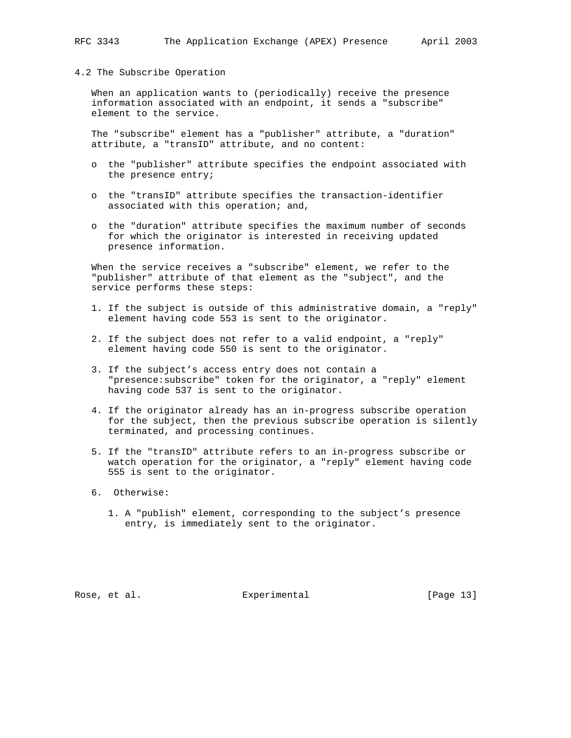### 4.2 The Subscribe Operation

When an application wants to (periodically) receive the presence information associated with an endpoint, it sends a "subscribe" element to the service.

The "subscribe" element has a "publisher" attribute, a "duration" attribute, a "transID" attribute, and no content:

- the "publisher" attribute specifies the endpoint associated with the presence entry;
- the "transID" attribute specifies the transaction-identifier associated with this operation; and,
- the "duration" attribute specifies the maximum number of seconds for which the originator is interested in receiving updated presence information.

When the service receives a "subscribe" element, we refer to the "publisher" attribute of that element as the "subject", and the service performs these steps:

1. If the subject is outside of this administrative domain, a "reply" element having code 553 is sent to the originator.
2. If the subject does not refer to a valid endpoint, a "reply" element having code 550 is sent to the originator.
3. If the subject's access entry does not contain a "presence:subscribe" token for the originator, a "reply" element having code 537 is sent to the originator.
4. If the originator already has an in-progress subscribe operation for the subject, then the previous subscribe operation is silently terminated, and processing continues.
5. If the "transID" attribute refers to an in-progress subscribe or watch operation for the originator, a "reply" element having code 555 is sent to the originator.
6. Otherwise:
   1. A "publish" element, corresponding to the subject's presence entry, is immediately sent to the originator.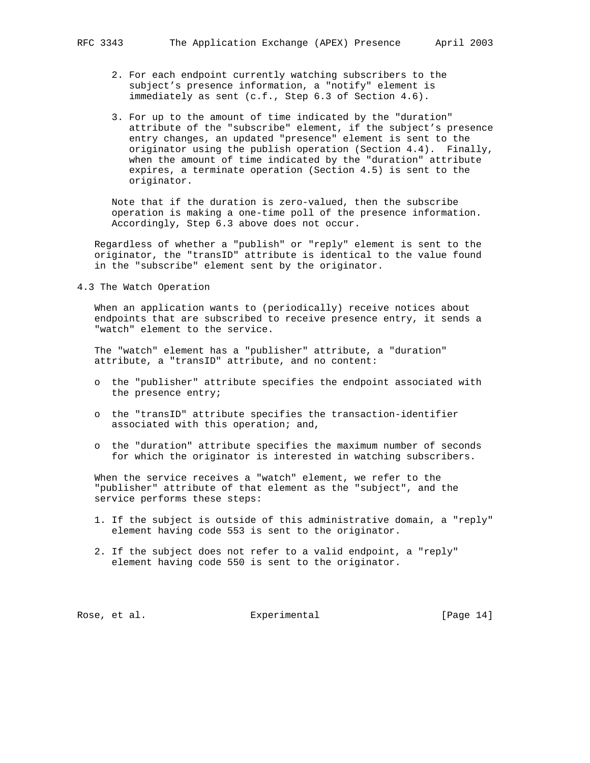2. For each endpoint currently watching subscribers to the subject's presence information, a "notify" element is immediately as sent (c.f., Step 6.3 of Section 4.6).

3. For up to the amount of time indicated by the "duration" attribute of the "subscribe" element, if the subject's presence entry changes, an updated "presence" element is sent to the originator using the publish operation (Section 4.4). Finally, when the amount of time indicated by the "duration" attribute expires, a terminate operation (Section 4.5) is sent to the originator.

Note that if the duration is zero-valued, then the subscribe operation is making a one-time poll of the presence information. Accordingly, Step 6.3 above does not occur.

Regardless of whether a "publish" or "reply" element is sent to the originator, the "transID" attribute is identical to the value found in the "subscribe" element sent by the originator.

### 4.3 The Watch Operation

When an application wants to (periodically) receive notices about endpoints that are subscribed to receive presence entry, it sends a "watch" element to the service.

The "watch" element has a "publisher" attribute, a "duration" attribute, a "transID" attribute, and no content:

- the "publisher" attribute specifies the endpoint associated with the presence entry;
- the "transID" attribute specifies the transaction-identifier associated with this operation; and,
- the "duration" attribute specifies the maximum number of seconds for which the originator is interested in watching subscribers.

When the service receives a "watch" element, we refer to the "publisher" attribute of that element as the "subject", and the service performs these steps:

1. If the subject is outside of this administrative domain, a "reply" element having code 553 is sent to the originator.

2. If the subject does not refer to a valid endpoint, a "reply" element having code 550 is sent to the originator.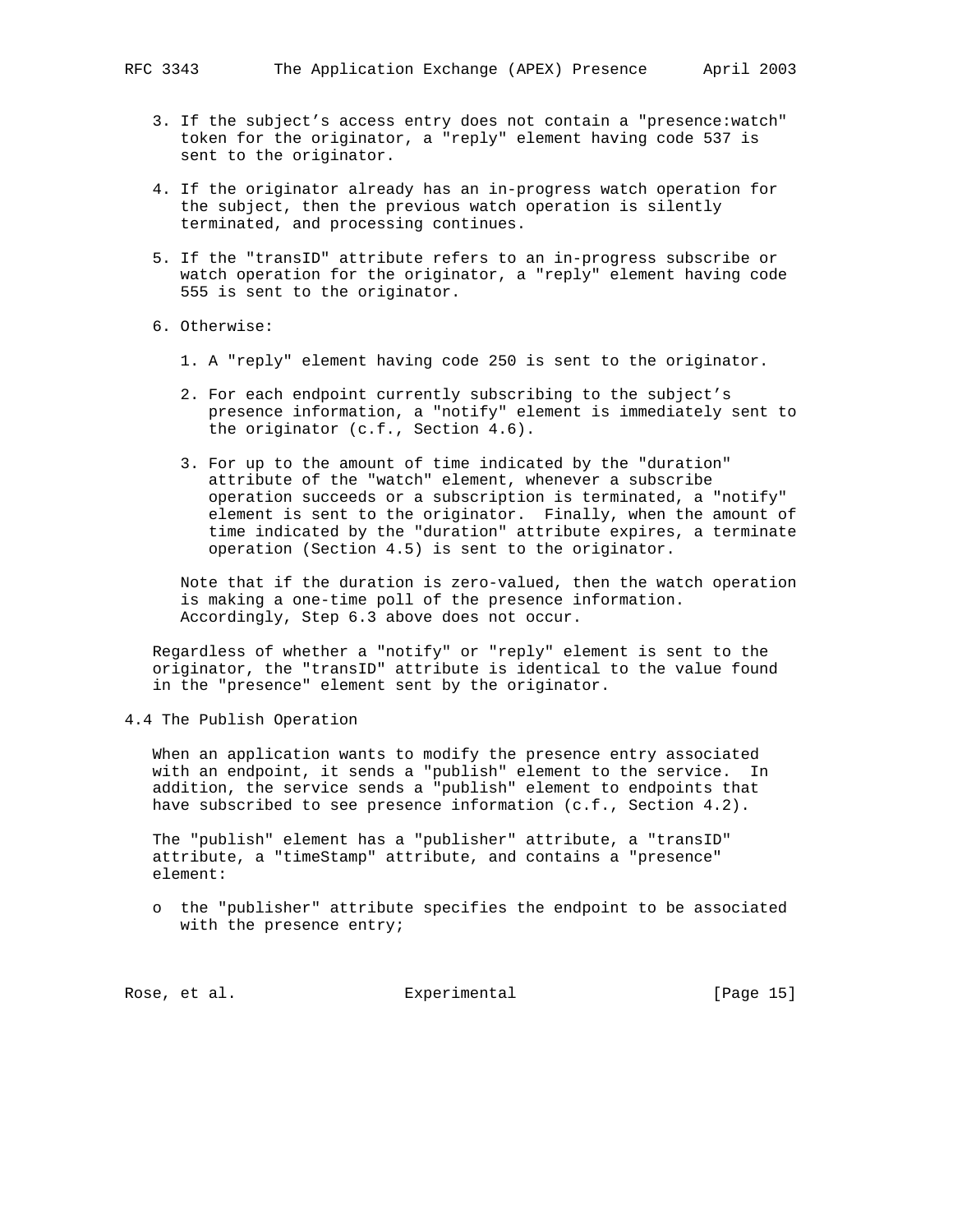3. If the subject's access entry does not contain a "presence:watch" token for the originator, a "reply" element having code 537 is sent to the originator.

4. If the originator already has an in-progress watch operation for the subject, then the previous watch operation is silently terminated, and processing continues.

5. If the "transID" attribute refers to an in-progress subscribe or watch operation for the originator, a "reply" element having code 555 is sent to the originator.

6. Otherwise:

   1. A "reply" element having code 250 is sent to the originator.

   2. For each endpoint currently subscribing to the subject's presence information, a "notify" element is immediately sent to the originator (c.f., Section 4.6).

   3. For up to the amount of time indicated by the "duration" attribute of the "watch" element, whenever a subscribe operation succeeds or a subscription is terminated, a "notify" element is sent to the originator. Finally, when the amount of time indicated by the "duration" attribute expires, a terminate operation (Section 4.5) is sent to the originator.

   Note that if the duration is zero-valued, then the watch operation is making a one-time poll of the presence information. Accordingly, Step 6.3 above does not occur.

Regardless of whether a "notify" or "reply" element is sent to the originator, the "transID" attribute is identical to the value found in the "presence" element sent by the originator.

### 4.4 The Publish Operation

When an application wants to modify the presence entry associated with an endpoint, it sends a "publish" element to the service. In addition, the service sends a "publish" element to endpoints that have subscribed to see presence information (c.f., Section 4.2).

The "publish" element has a "publisher" attribute, a "transID" attribute, a "timeStamp" attribute, and contains a "presence" element:

- the "publisher" attribute specifies the endpoint to be associated with the presence entry;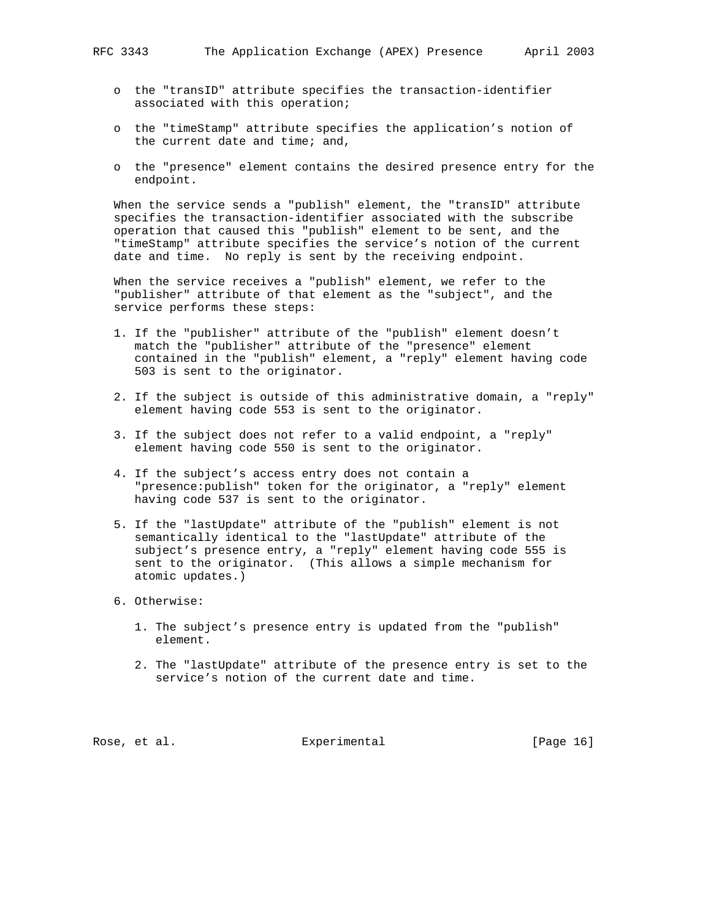- the "transID" attribute specifies the transaction-identifier associated with this operation;

- the "timeStamp" attribute specifies the application's notion of the current date and time; and,

- the "presence" element contains the desired presence entry for the endpoint.

When the service sends a "publish" element, the "transID" attribute specifies the transaction-identifier associated with the subscribe operation that caused this "publish" element to be sent, and the "timeStamp" attribute specifies the service's notion of the current date and time. No reply is sent by the receiving endpoint.

When the service receives a "publish" element, we refer to the "publisher" attribute of that element as the "subject", and the service performs these steps:

1. If the "publisher" attribute of the "publish" element doesn't match the "publisher" attribute of the "presence" element contained in the "publish" element, a "reply" element having code 503 is sent to the originator.

2. If the subject is outside of this administrative domain, a "reply" element having code 553 is sent to the originator.

3. If the subject does not refer to a valid endpoint, a "reply" element having code 550 is sent to the originator.

4. If the subject's access entry does not contain a "presence:publish" token for the originator, a "reply" element having code 537 is sent to the originator.

5. If the "lastUpdate" attribute of the "publish" element is not semantically identical to the "lastUpdate" attribute of the subject's presence entry, a "reply" element having code 555 is sent to the originator. (This allows a simple mechanism for atomic updates.)

6. Otherwise:

   1. The subject's presence entry is updated from the "publish" element.

   2. The "lastUpdate" attribute of the presence entry is set to the service's notion of the current date and time.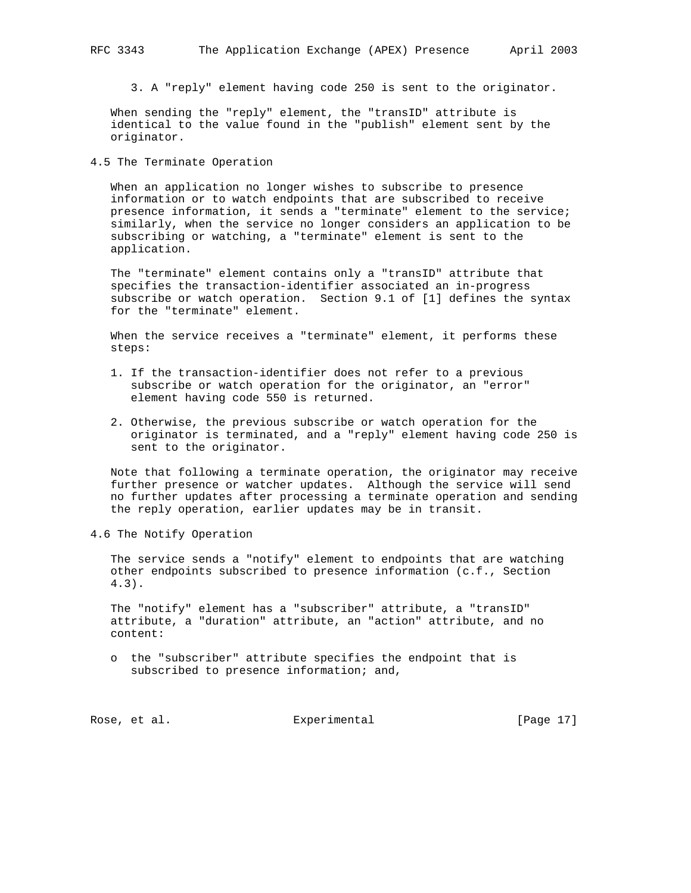3. A "reply" element having code 250 is sent to the originator.

When sending the "reply" element, the "transID" attribute is identical to the value found in the "publish" element sent by the originator.

### 4.5 The Terminate Operation

When an application no longer wishes to subscribe to presence information or to watch endpoints that are subscribed to receive presence information, it sends a "terminate" element to the service; similarly, when the service no longer considers an application to be subscribing or watching, a "terminate" element is sent to the application.

The "terminate" element contains only a "transID" attribute that specifies the transaction-identifier associated an in-progress subscribe or watch operation. Section 9.1 of [1] defines the syntax for the "terminate" element.

When the service receives a "terminate" element, it performs these steps:

1. If the transaction-identifier does not refer to a previous subscribe or watch operation for the originator, an "error" element having code 550 is returned.
2. Otherwise, the previous subscribe or watch operation for the originator is terminated, and a "reply" element having code 250 is sent to the originator.

Note that following a terminate operation, the originator may receive further presence or watcher updates. Although the service will send no further updates after processing a terminate operation and sending the reply operation, earlier updates may be in transit.

### 4.6 The Notify Operation

The service sends a "notify" element to endpoints that are watching other endpoints subscribed to presence information (c.f., Section 4.3).

The "notify" element has a "subscriber" attribute, a "transID" attribute, a "duration" attribute, an "action" attribute, and no content:

- the "subscriber" attribute specifies the endpoint that is subscribed to presence information; and,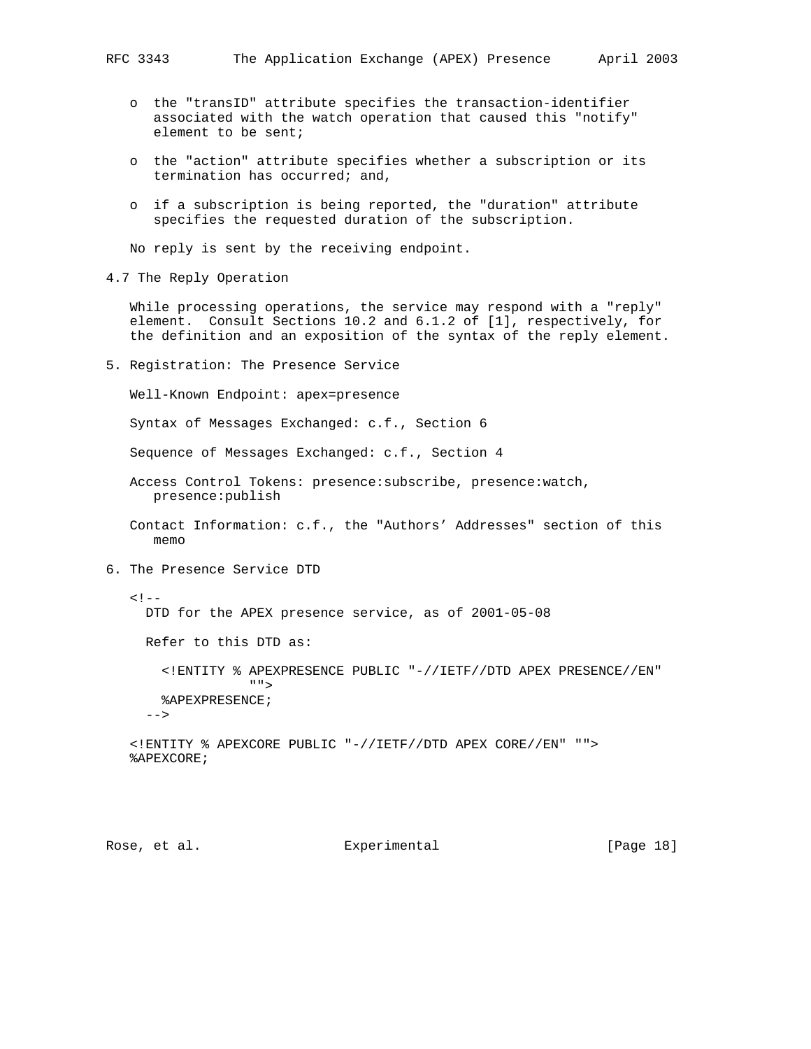- the "transID" attribute specifies the transaction-identifier associated with the watch operation that caused this "notify" element to be sent;

- the "action" attribute specifies whether a subscription or its termination has occurred; and,

- if a subscription is being reported, the "duration" attribute specifies the requested duration of the subscription.

No reply is sent by the receiving endpoint.

### 4.7 The Reply Operation

While processing operations, the service may respond with a "reply" element. Consult Sections 10.2 and 6.1.2 of [1], respectively, for the definition and an exposition of the syntax of the reply element.

## 5. Registration: The Presence Service

Well-Known Endpoint: apex=presence

Syntax of Messages Exchanged: c.f., Section 6

Sequence of Messages Exchanged: c.f., Section 4

Access Control Tokens: presence:subscribe, presence:watch, presence:publish

Contact Information: c.f., the "Authors' Addresses" section of this memo

## 6. The Presence Service DTD

```
<!--
  DTD for the APEX presence service, as of 2001-05-08

  Refer to this DTD as:

    <!ENTITY % APEXPRESENCE PUBLIC "-//IETF//DTD APEX PRESENCE//EN"
               "">
    %APEXPRESENCE;
  -->

<!ENTITY % APEXCORE PUBLIC "-//IETF//DTD APEX CORE//EN" "">
%APEXCORE;
```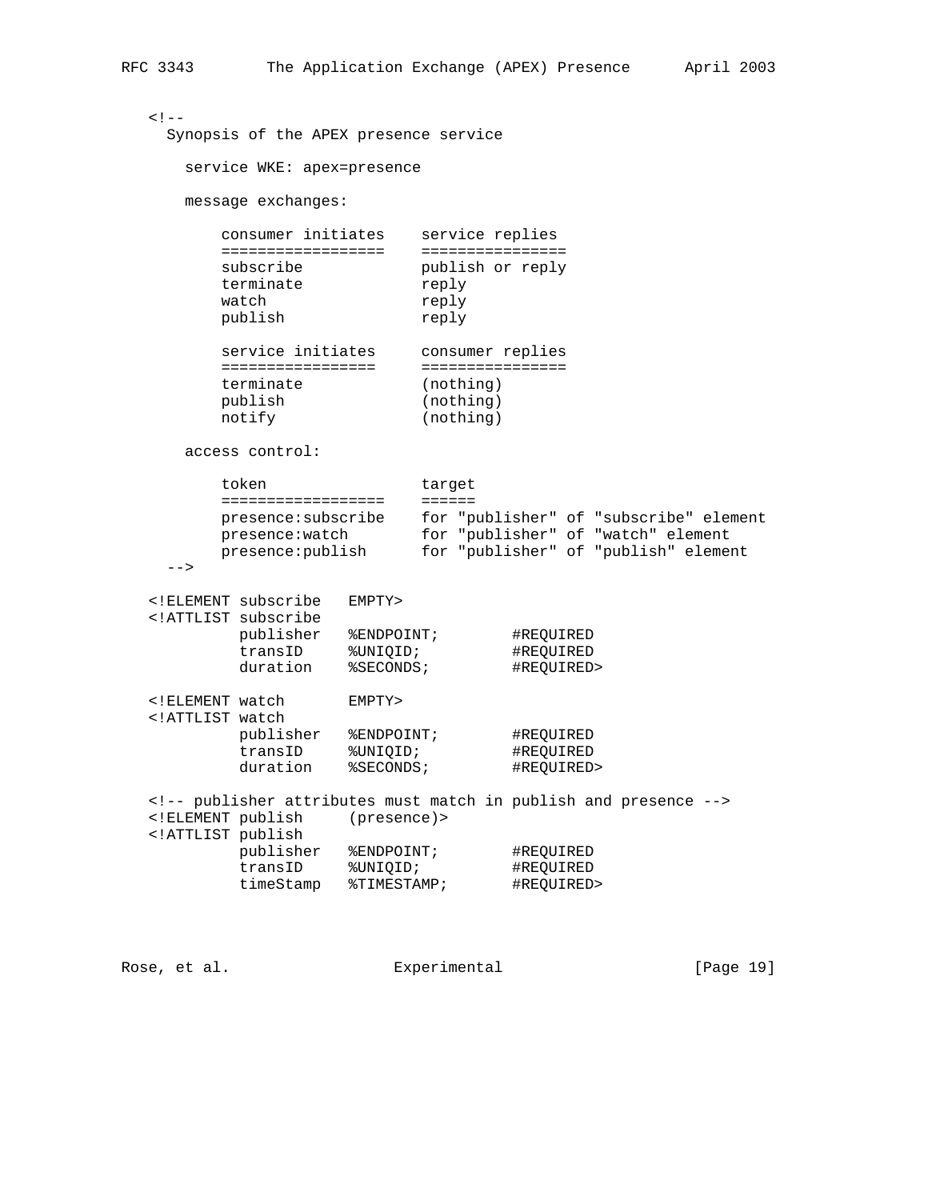```
   <!--
     Synopsis of the APEX presence service

       service WKE: apex=presence

       message exchanges:

           consumer initiates    service replies
           ==================    ================
           subscribe             publish or reply
           terminate             reply
           watch                 reply
           publish               reply

           service initiates     consumer replies
           =================     ================
           terminate             (nothing)
           publish               (nothing)
           notify                (nothing)

       access control:

           token                 target
           ==================    ======
           presence:subscribe    for "publisher" of "subscribe" element
           presence:watch        for "publisher" of "watch" element
           presence:publish      for "publisher" of "publish" element
     -->

   <!ELEMENT subscribe   EMPTY>
   <!ATTLIST subscribe
             publisher   %ENDPOINT;         #REQUIRED
             transID     %UNIQID;           #REQUIRED
             duration    %SECONDS;          #REQUIRED>

   <!ELEMENT watch       EMPTY>
   <!ATTLIST watch
             publisher   %ENDPOINT;         #REQUIRED
             transID     %UNIQID;           #REQUIRED
             duration    %SECONDS;          #REQUIRED>

   <!-- publisher attributes must match in publish and presence -->
   <!ELEMENT publish     (presence)>
   <!ATTLIST publish
             publisher   %ENDPOINT;         #REQUIRED
             transID     %UNIQID;           #REQUIRED
             timeStamp   %TIMESTAMP;        #REQUIRED>
```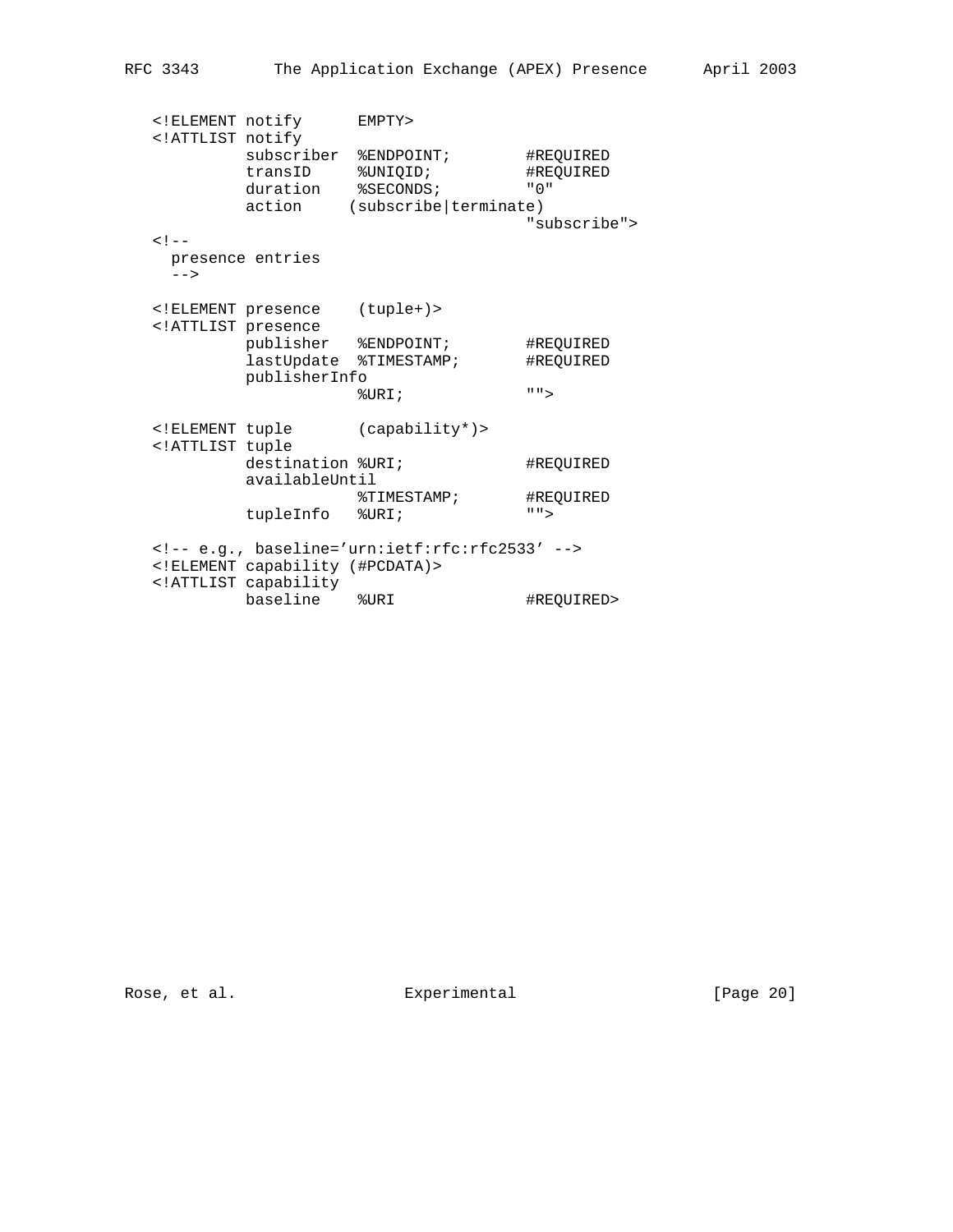```
   <!ELEMENT notify      EMPTY>
   <!ATTLIST notify
             subscriber  %ENDPOINT;        #REQUIRED
             transID     %UNIQID;          #REQUIRED
             duration    %SECONDS;         "0"
             action     (subscribe|terminate)
                                           "subscribe">
   <!--
     presence entries
     -->

   <!ELEMENT presence    (tuple+)>
   <!ATTLIST presence
             publisher   %ENDPOINT;        #REQUIRED
             lastUpdate  %TIMESTAMP;       #REQUIRED
             publisherInfo
                         %URI;             "">

   <!ELEMENT tuple       (capability*)>
   <!ATTLIST tuple
             destination %URI;             #REQUIRED
             availableUntil
                         %TIMESTAMP;       #REQUIRED
             tupleInfo   %URI;             "">

   <!-- e.g., baseline='urn:ietf:rfc:rfc2533' -->
   <!ELEMENT capability (#PCDATA)>
   <!ATTLIST capability
             baseline    %URI              #REQUIRED>
```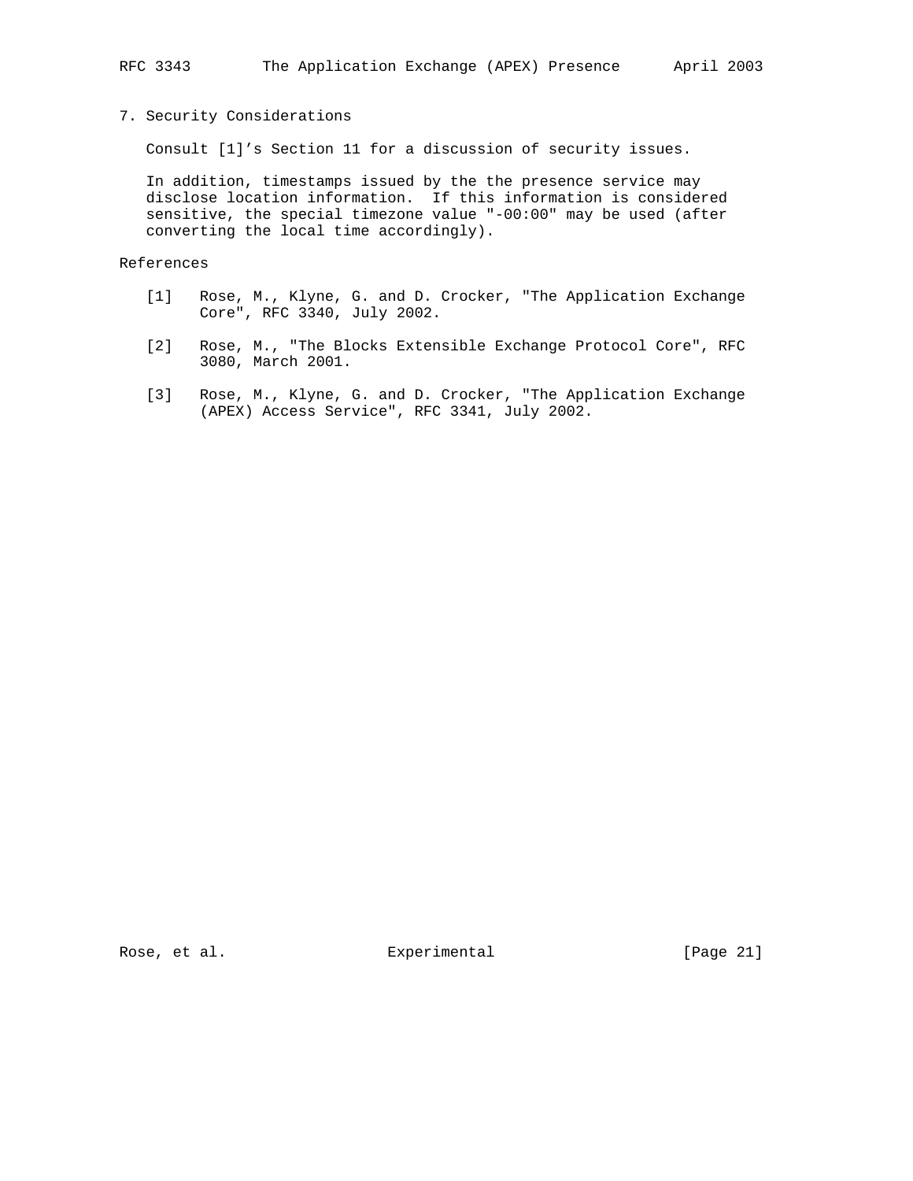## 7. Security Considerations

Consult [1]'s Section 11 for a discussion of security issues.

In addition, timestamps issued by the the presence service may disclose location information. If this information is considered sensitive, the special timezone value "-00:00" may be used (after converting the local time accordingly).

## References

[1] Rose, M., Klyne, G. and D. Crocker, "The Application Exchange Core", RFC 3340, July 2002.

[2] Rose, M., "The Blocks Extensible Exchange Protocol Core", RFC 3080, March 2001.

[3] Rose, M., Klyne, G. and D. Crocker, "The Application Exchange (APEX) Access Service", RFC 3341, July 2002.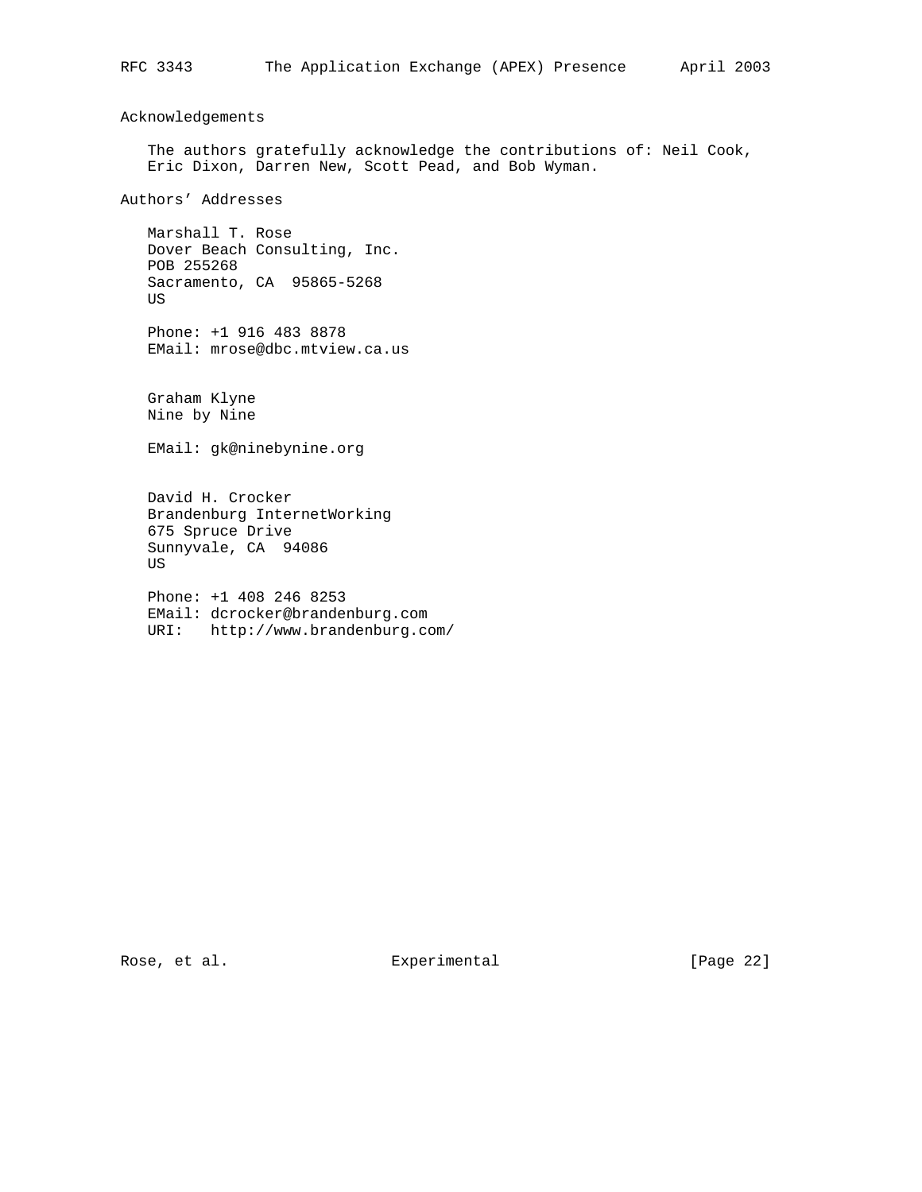## Acknowledgements

The authors gratefully acknowledge the contributions of: Neil Cook, Eric Dixon, Darren New, Scott Pead, and Bob Wyman.

## Authors' Addresses

Marshall T. Rose
Dover Beach Consulting, Inc.
POB 255268
Sacramento, CA  95865-5268
US

Phone: +1 916 483 8878
EMail: mrose@dbc.mtview.ca.us

Graham Klyne
Nine by Nine

EMail: gk@ninebynine.org

David H. Crocker
Brandenburg InternetWorking
675 Spruce Drive
Sunnyvale, CA  94086
US

Phone: +1 408 246 8253
EMail: dcrocker@brandenburg.com
URI:   http://www.brandenburg.com/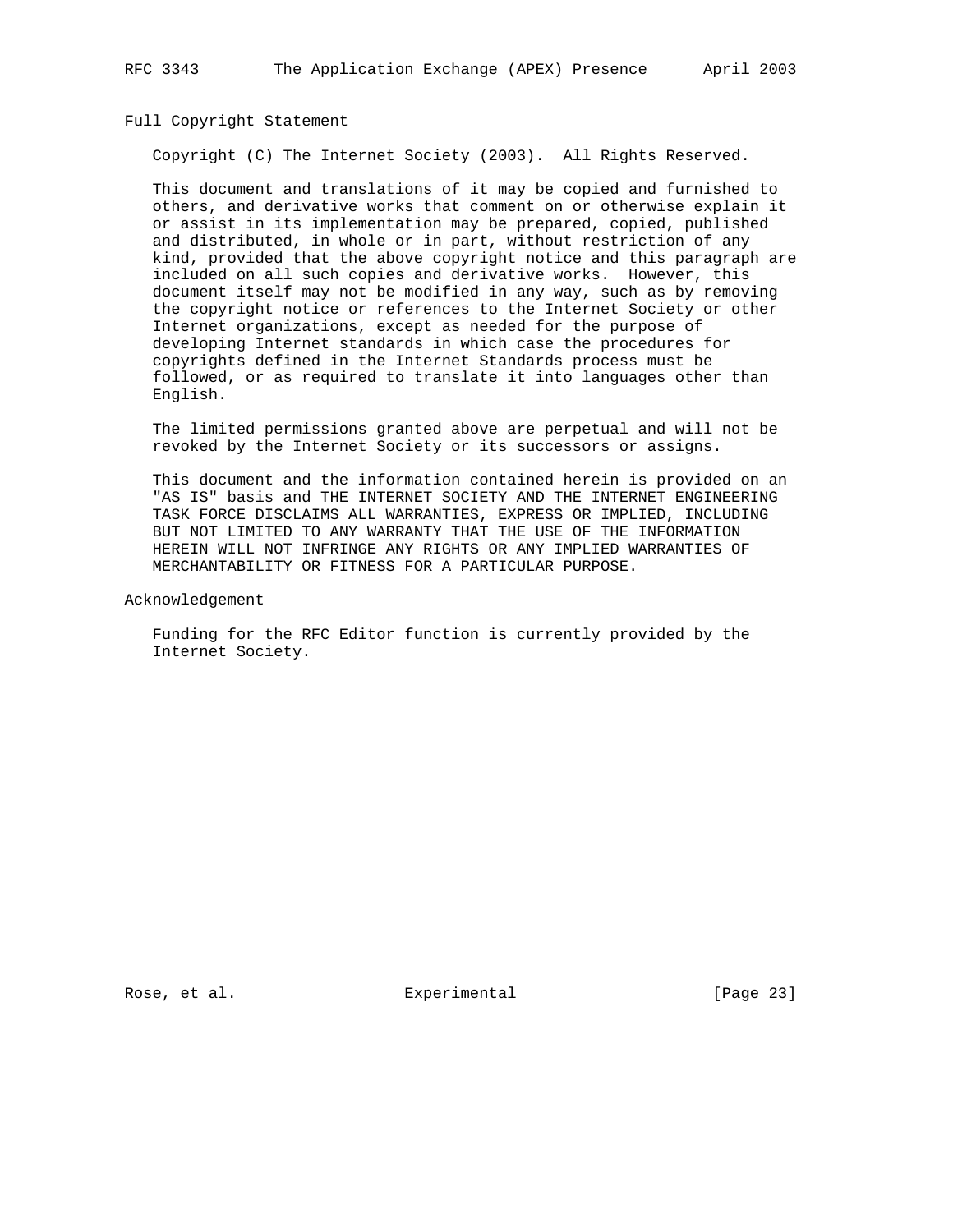## Full Copyright Statement

Copyright (C) The Internet Society (2003). All Rights Reserved.

This document and translations of it may be copied and furnished to others, and derivative works that comment on or otherwise explain it or assist in its implementation may be prepared, copied, published and distributed, in whole or in part, without restriction of any kind, provided that the above copyright notice and this paragraph are included on all such copies and derivative works. However, this document itself may not be modified in any way, such as by removing the copyright notice or references to the Internet Society or other Internet organizations, except as needed for the purpose of developing Internet standards in which case the procedures for copyrights defined in the Internet Standards process must be followed, or as required to translate it into languages other than English.

The limited permissions granted above are perpetual and will not be revoked by the Internet Society or its successors or assigns.

This document and the information contained herein is provided on an "AS IS" basis and THE INTERNET SOCIETY AND THE INTERNET ENGINEERING TASK FORCE DISCLAIMS ALL WARRANTIES, EXPRESS OR IMPLIED, INCLUDING BUT NOT LIMITED TO ANY WARRANTY THAT THE USE OF THE INFORMATION HEREIN WILL NOT INFRINGE ANY RIGHTS OR ANY IMPLIED WARRANTIES OF MERCHANTABILITY OR FITNESS FOR A PARTICULAR PURPOSE.

## Acknowledgement

Funding for the RFC Editor function is currently provided by the Internet Society.